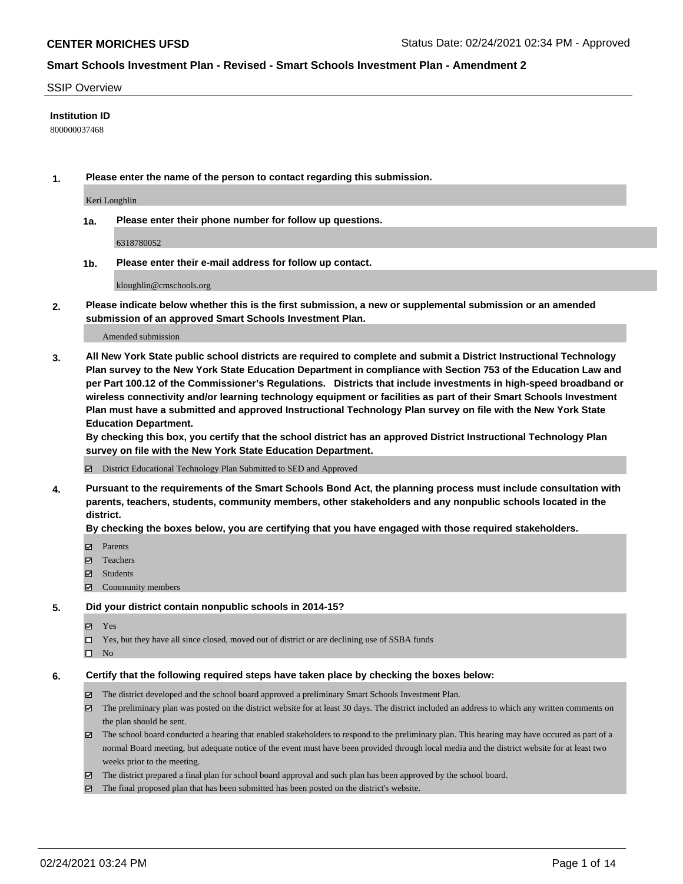**CENTER MORICHES UFSD**

Status Date: 02/24/2021 02:34 PM - Approved

## Smart Schools Investment Plan - Revised - Smart Schools Investment Plan - Amendment 2

SSIP Overview

**Institution ID**

800000037468

**1. Please enter the name of the person to contact regarding this submission.**

Keri Loughlin

**1a. Please enter their phone number for follow up questions.**

6318780052

**1b. Please enter their e-mail address for follow up contact.**

kloughlin@cmschools.org

**2. Please indicate below whether this is the first submission, a new or supplemental submission or an amended submission of an approved Smart Schools Investment Plan.**

Amended submission

**3. All New York State public school districts are required to complete and submit a District Instructional Technology Plan survey to the New York State Education Department in compliance with Section 753 of the Education Law and per Part 100.12 of the Commissioner's Regulations. Districts that include investments in high-speed broadband or wireless connectivity and/or learning technology equipment or facilities as part of their Smart Schools Investment Plan must have a submitted and approved Instructional Technology Plan survey on file with the New York State Education Department.**
**By checking this box, you certify that the school district has an approved District Instructional Technology Plan survey on file with the New York State Education Department.**

☑ District Educational Technology Plan Submitted to SED and Approved

**4. Pursuant to the requirements of the Smart Schools Bond Act, the planning process must include consultation with parents, teachers, students, community members, other stakeholders and any nonpublic schools located in the district.**
**By checking the boxes below, you are certifying that you have engaged with those required stakeholders.**

☑ Parents
☑ Teachers
☑ Students
☑ Community members

**5. Did your district contain nonpublic schools in 2014-15?**

☑ Yes
☐ Yes, but they have all since closed, moved out of district or are declining use of SSBA funds
☐ No

**6. Certify that the following required steps have taken place by checking the boxes below:**

☑ The district developed and the school board approved a preliminary Smart Schools Investment Plan.
☑ The preliminary plan was posted on the district website for at least 30 days. The district included an address to which any written comments on the plan should be sent.
☑ The school board conducted a hearing that enabled stakeholders to respond to the preliminary plan. This hearing may have occured as part of a normal Board meeting, but adequate notice of the event must have been provided through local media and the district website for at least two weeks prior to the meeting.
☑ The district prepared a final plan for school board approval and such plan has been approved by the school board.
☑ The final proposed plan that has been submitted has been posted on the district's website.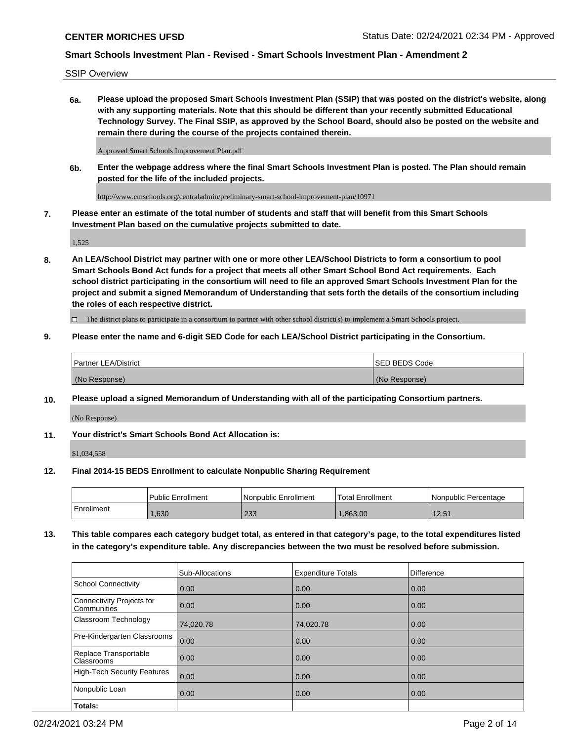SSIP Overview

**6a. Please upload the proposed Smart Schools Investment Plan (SSIP) that was posted on the district's website, along with any supporting materials. Note that this should be different than your recently submitted Educational Technology Survey. The Final SSIP, as approved by the School Board, should also be posted on the website and remain there during the course of the projects contained therein.**

Approved Smart Schools Improvement Plan.pdf

**6b. Enter the webpage address where the final Smart Schools Investment Plan is posted. The Plan should remain posted for the life of the included projects.**

http://www.cmschools.org/centraladmin/preliminary-smart-school-improvement-plan/10971

**7. Please enter an estimate of the total number of students and staff that will benefit from this Smart Schools Investment Plan based on the cumulative projects submitted to date.**

1,525

**8. An LEA/School District may partner with one or more other LEA/School Districts to form a consortium to pool Smart Schools Bond Act funds for a project that meets all other Smart School Bond Act requirements. Each school district participating in the consortium will need to file an approved Smart Schools Investment Plan for the project and submit a signed Memorandum of Understanding that sets forth the details of the consortium including the roles of each respective district.**

☐ The district plans to participate in a consortium to partner with other school district(s) to implement a Smart Schools project.

**9. Please enter the name and 6-digit SED Code for each LEA/School District participating in the Consortium.**

| Partner LEA/District | SED BEDS Code |
|---|---|
| (No Response) | (No Response) |

**10. Please upload a signed Memorandum of Understanding with all of the participating Consortium partners.**

(No Response)

**11. Your district's Smart Schools Bond Act Allocation is:**

$1,034,558

**12. Final 2014-15 BEDS Enrollment to calculate Nonpublic Sharing Requirement**

| | Public Enrollment | Nonpublic Enrollment | Total Enrollment | Nonpublic Percentage |
|---|---|---|---|---|
| Enrollment | 1,630 | 233 | 1,863.00 | 12.51 |

**13. This table compares each category budget total, as entered in that category's page, to the total expenditures listed in the category's expenditure table. Any discrepancies between the two must be resolved before submission.**

| | Sub-Allocations | Expenditure Totals | Difference |
|---|---|---|---|
| School Connectivity | 0.00 | 0.00 | 0.00 |
| Connectivity Projects for Communities | 0.00 | 0.00 | 0.00 |
| Classroom Technology | 74,020.78 | 74,020.78 | 0.00 |
| Pre-Kindergarten Classrooms | 0.00 | 0.00 | 0.00 |
| Replace Transportable Classrooms | 0.00 | 0.00 | 0.00 |
| High-Tech Security Features | 0.00 | 0.00 | 0.00 |
| Nonpublic Loan | 0.00 | 0.00 | 0.00 |
| **Totals:** | | | |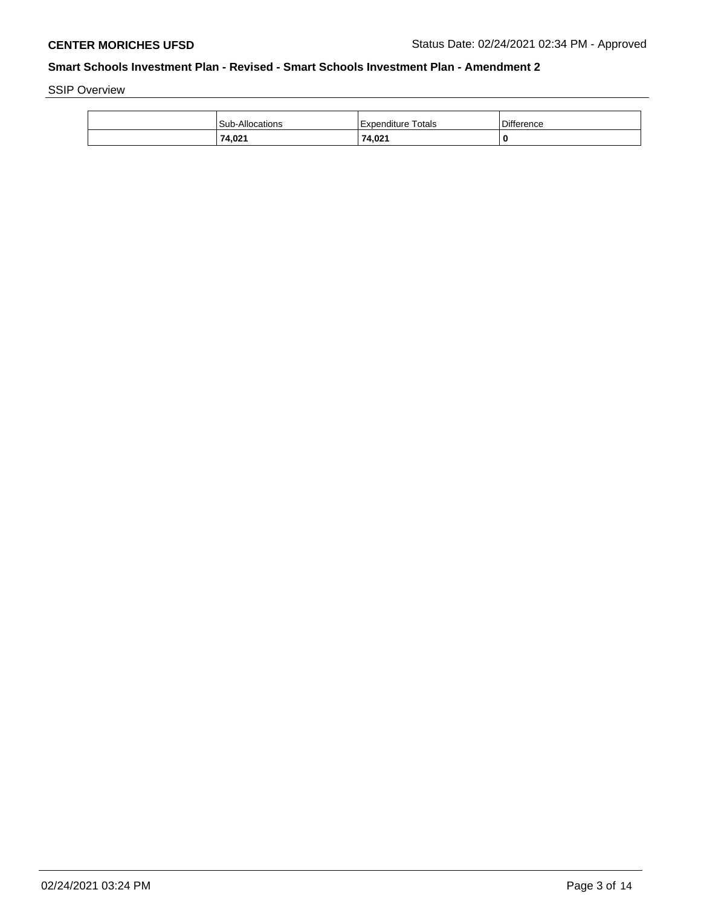## Smart Schools Investment Plan - Revised - Smart Schools Investment Plan - Amendment 2

SSIP Overview

| | Sub-Allocations | Expenditure Totals | Difference |
|---|---|---|---|
| | **74,021** | **74,021** | **0** |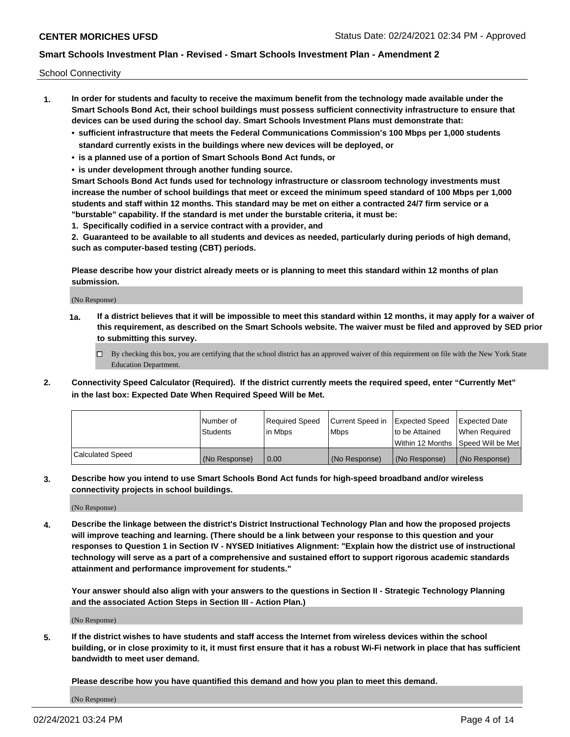School Connectivity

1. **In order for students and faculty to receive the maximum benefit from the technology made available under the Smart Schools Bond Act, their school buildings must possess sufficient connectivity infrastructure to ensure that devices can be used during the school day. Smart Schools Investment Plans must demonstrate that:**
   - **sufficient infrastructure that meets the Federal Communications Commission's 100 Mbps per 1,000 students standard currently exists in the buildings where new devices will be deployed, or**
   - **is a planned use of a portion of Smart Schools Bond Act funds, or**
   - **is under development through another funding source.**

   **Smart Schools Bond Act funds used for technology infrastructure or classroom technology investments must increase the number of school buildings that meet or exceed the minimum speed standard of 100 Mbps per 1,000 students and staff within 12 months. This standard may be met on either a contracted 24/7 firm service or a "burstable" capability. If the standard is met under the burstable criteria, it must be:**

   **1. Specifically codified in a service contract with a provider, and**

   **2. Guaranteed to be available to all students and devices as needed, particularly during periods of high demand, such as computer-based testing (CBT) periods.**

   **Please describe how your district already meets or is planning to meet this standard within 12 months of plan submission.**

   (No Response)

   **1a. If a district believes that it will be impossible to meet this standard within 12 months, it may apply for a waiver of this requirement, as described on the Smart Schools website. The waiver must be filed and approved by SED prior to submitting this survey.**

   ☐ By checking this box, you are certifying that the school district has an approved waiver of this requirement on file with the New York State Education Department.

2. **Connectivity Speed Calculator (Required). If the district currently meets the required speed, enter "Currently Met" in the last box: Expected Date When Required Speed Will be Met.**

| | Number of Students | Required Speed in Mbps | Current Speed in Mbps | Expected Speed to be Attained Within 12 Months | Expected Date When Required Speed Will be Met |
|---|---|---|---|---|---|
| Calculated Speed | (No Response) | 0.00 | (No Response) | (No Response) | (No Response) |

3. **Describe how you intend to use Smart Schools Bond Act funds for high-speed broadband and/or wireless connectivity projects in school buildings.**

   (No Response)

4. **Describe the linkage between the district's District Instructional Technology Plan and how the proposed projects will improve teaching and learning. (There should be a link between your response to this question and your responses to Question 1 in Section IV - NYSED Initiatives Alignment: "Explain how the district use of instructional technology will serve as a part of a comprehensive and sustained effort to support rigorous academic standards attainment and performance improvement for students."**

   **Your answer should also align with your answers to the questions in Section II - Strategic Technology Planning and the associated Action Steps in Section III - Action Plan.)**

   (No Response)

5. **If the district wishes to have students and staff access the Internet from wireless devices within the school building, or in close proximity to it, it must first ensure that it has a robust Wi-Fi network in place that has sufficient bandwidth to meet user demand.**

   **Please describe how you have quantified this demand and how you plan to meet this demand.**

   (No Response)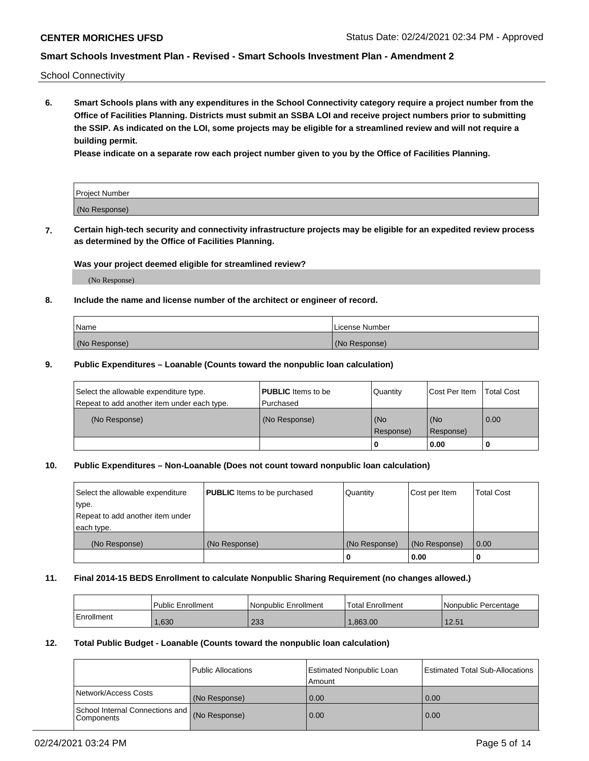School Connectivity

**6. Smart Schools plans with any expenditures in the School Connectivity category require a project number from the Office of Facilities Planning. Districts must submit an SSBA LOI and receive project numbers prior to submitting the SSIP. As indicated on the LOI, some projects may be eligible for a streamlined review and will not require a building permit.**

**Please indicate on a separate row each project number given to you by the Office of Facilities Planning.**

| Project Number |
|---|
| (No Response) |

**7. Certain high-tech security and connectivity infrastructure projects may be eligible for an expedited review process as determined by the Office of Facilities Planning.**

**Was your project deemed eligible for streamlined review?**

(No Response)

**8. Include the name and license number of the architect or engineer of record.**

| Name | License Number |
|---|---|
| (No Response) | (No Response) |

**9. Public Expenditures – Loanable (Counts toward the nonpublic loan calculation)**

| Select the allowable expenditure type. Repeat to add another item under each type. | **PUBLIC** Items to be Purchased | Quantity | Cost Per Item | Total Cost |
|---|---|---|---|---|
| (No Response) | (No Response) | (No Response) | (No Response) | 0.00 |
| | | 0 | 0.00 | 0 |

**10. Public Expenditures – Non-Loanable (Does not count toward nonpublic loan calculation)**

| Select the allowable expenditure type. Repeat to add another item under each type. | **PUBLIC** Items to be purchased | Quantity | Cost per Item | Total Cost |
|---|---|---|---|---|
| (No Response) | (No Response) | (No Response) | (No Response) | 0.00 |
| | | 0 | 0.00 | 0 |

**11. Final 2014-15 BEDS Enrollment to calculate Nonpublic Sharing Requirement (no changes allowed.)**

| | Public Enrollment | Nonpublic Enrollment | Total Enrollment | Nonpublic Percentage |
|---|---|---|---|---|
| Enrollment | 1,630 | 233 | 1,863.00 | 12.51 |

**12. Total Public Budget - Loanable (Counts toward the nonpublic loan calculation)**

| | Public Allocations | Estimated Nonpublic Loan Amount | Estimated Total Sub-Allocations |
|---|---|---|---|
| Network/Access Costs | (No Response) | 0.00 | 0.00 |
| School Internal Connections and Components | (No Response) | 0.00 | 0.00 |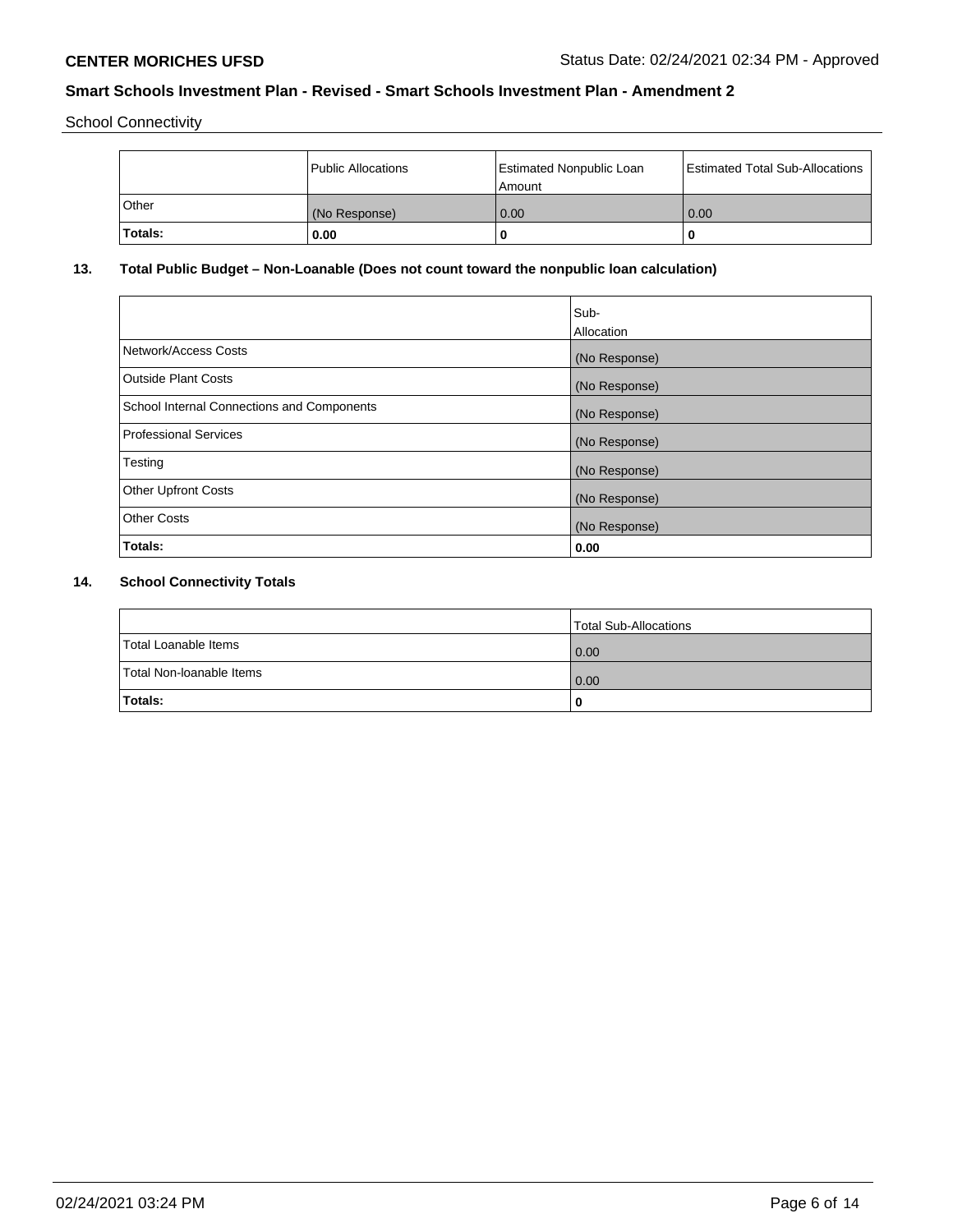School Connectivity

| | Public Allocations | Estimated Nonpublic Loan Amount | Estimated Total Sub-Allocations |
|---|---|---|---|
| Other | (No Response) | 0.00 | 0.00 |
| **Totals:** | **0.00** | **0** | **0** |

## 13. Total Public Budget – Non-Loanable (Does not count toward the nonpublic loan calculation)

| | Sub-Allocation |
|---|---|
| Network/Access Costs | (No Response) |
| Outside Plant Costs | (No Response) |
| School Internal Connections and Components | (No Response) |
| Professional Services | (No Response) |
| Testing | (No Response) |
| Other Upfront Costs | (No Response) |
| Other Costs | (No Response) |
| **Totals:** | **0.00** |

## 14. School Connectivity Totals

| | Total Sub-Allocations |
|---|---|
| Total Loanable Items | 0.00 |
| Total Non-loanable Items | 0.00 |
| **Totals:** | **0** |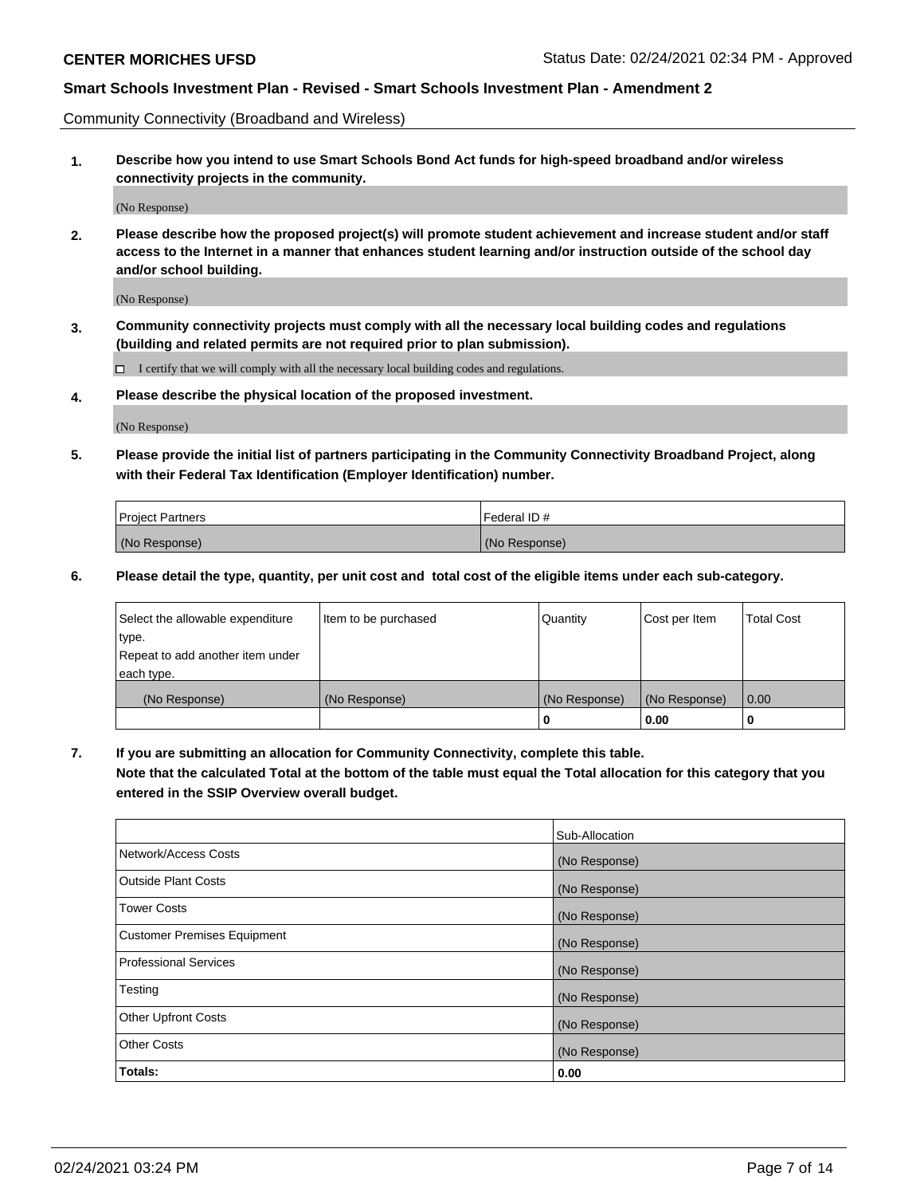Community Connectivity (Broadband and Wireless)

**1. Describe how you intend to use Smart Schools Bond Act funds for high-speed broadband and/or wireless connectivity projects in the community.**

(No Response)

**2. Please describe how the proposed project(s) will promote student achievement and increase student and/or staff access to the Internet in a manner that enhances student learning and/or instruction outside of the school day and/or school building.**

(No Response)

**3. Community connectivity projects must comply with all the necessary local building codes and regulations (building and related permits are not required prior to plan submission).**

☐ I certify that we will comply with all the necessary local building codes and regulations.

**4. Please describe the physical location of the proposed investment.**

(No Response)

**5. Please provide the initial list of partners participating in the Community Connectivity Broadband Project, along with their Federal Tax Identification (Employer Identification) number.**

| Project Partners | Federal ID # |
|---|---|
| (No Response) | (No Response) |

**6. Please detail the type, quantity, per unit cost and total cost of the eligible items under each sub-category.**

| Select the allowable expenditure type. Repeat to add another item under each type. | Item to be purchased | Quantity | Cost per Item | Total Cost |
|---|---|---|---|---|
| (No Response) | (No Response) | (No Response) | (No Response) | 0.00 |
| | | **0** | **0.00** | **0** |

**7. If you are submitting an allocation for Community Connectivity, complete this table. Note that the calculated Total at the bottom of the table must equal the Total allocation for this category that you entered in the SSIP Overview overall budget.**

| | Sub-Allocation |
|---|---|
| Network/Access Costs | (No Response) |
| Outside Plant Costs | (No Response) |
| Tower Costs | (No Response) |
| Customer Premises Equipment | (No Response) |
| Professional Services | (No Response) |
| Testing | (No Response) |
| Other Upfront Costs | (No Response) |
| Other Costs | (No Response) |
| **Totals:** | **0.00** |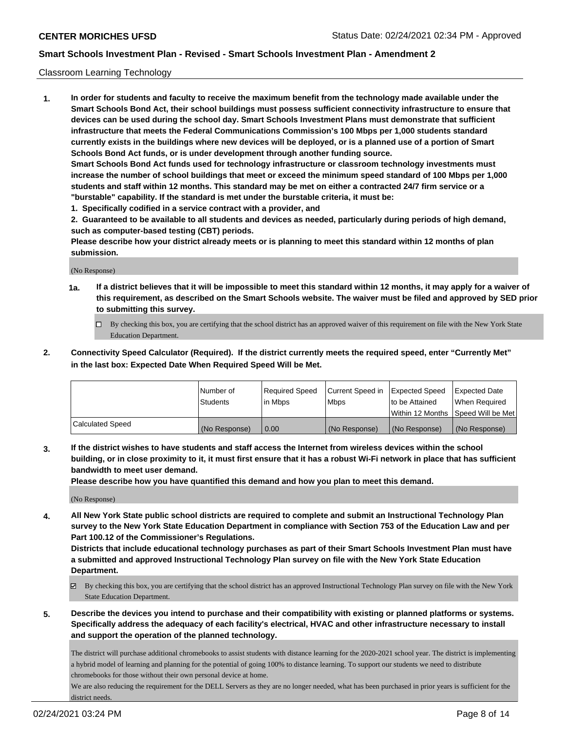Classroom Learning Technology

**1. In order for students and faculty to receive the maximum benefit from the technology made available under the Smart Schools Bond Act, their school buildings must possess sufficient connectivity infrastructure to ensure that devices can be used during the school day. Smart Schools Investment Plans must demonstrate that sufficient infrastructure that meets the Federal Communications Commission's 100 Mbps per 1,000 students standard currently exists in the buildings where new devices will be deployed, or is a planned use of a portion of Smart Schools Bond Act funds, or is under development through another funding source.**

**Smart Schools Bond Act funds used for technology infrastructure or classroom technology investments must increase the number of school buildings that meet or exceed the minimum speed standard of 100 Mbps per 1,000 students and staff within 12 months. This standard may be met on either a contracted 24/7 firm service or a "burstable" capability. If the standard is met under the burstable criteria, it must be:**

**1. Specifically codified in a service contract with a provider, and**

**2. Guaranteed to be available to all students and devices as needed, particularly during periods of high demand, such as computer-based testing (CBT) periods.**

**Please describe how your district already meets or is planning to meet this standard within 12 months of plan submission.**

(No Response)

**1a. If a district believes that it will be impossible to meet this standard within 12 months, it may apply for a waiver of this requirement, as described on the Smart Schools website. The waiver must be filed and approved by SED prior to submitting this survey.**

☐ By checking this box, you are certifying that the school district has an approved waiver of this requirement on file with the New York State Education Department.

**2. Connectivity Speed Calculator (Required). If the district currently meets the required speed, enter "Currently Met" in the last box: Expected Date When Required Speed Will be Met.**

| | Number of Students | Required Speed in Mbps | Current Speed in Mbps | Expected Speed to be Attained Within 12 Months | Expected Date When Required Speed Will be Met |
|---|---|---|---|---|---|
| Calculated Speed | (No Response) | 0.00 | (No Response) | (No Response) | (No Response) |

**3. If the district wishes to have students and staff access the Internet from wireless devices within the school building, or in close proximity to it, it must first ensure that it has a robust Wi-Fi network in place that has sufficient bandwidth to meet user demand.**

**Please describe how you have quantified this demand and how you plan to meet this demand.**

(No Response)

**4. All New York State public school districts are required to complete and submit an Instructional Technology Plan survey to the New York State Education Department in compliance with Section 753 of the Education Law and per Part 100.12 of the Commissioner's Regulations.**

**Districts that include educational technology purchases as part of their Smart Schools Investment Plan must have a submitted and approved Instructional Technology Plan survey on file with the New York State Education Department.**

☑ By checking this box, you are certifying that the school district has an approved Instructional Technology Plan survey on file with the New York State Education Department.

**5. Describe the devices you intend to purchase and their compatibility with existing or planned platforms or systems. Specifically address the adequacy of each facility's electrical, HVAC and other infrastructure necessary to install and support the operation of the planned technology.**

The district will purchase additional chromebooks to assist students with distance learning for the 2020-2021 school year. The district is implementing a hybrid model of learning and planning for the potential of going 100% to distance learning. To support our students we need to distribute chromebooks for those without their own personal device at home.

We are also reducing the requirement for the DELL Servers as they are no longer needed, what has been purchased in prior years is sufficient for the district needs.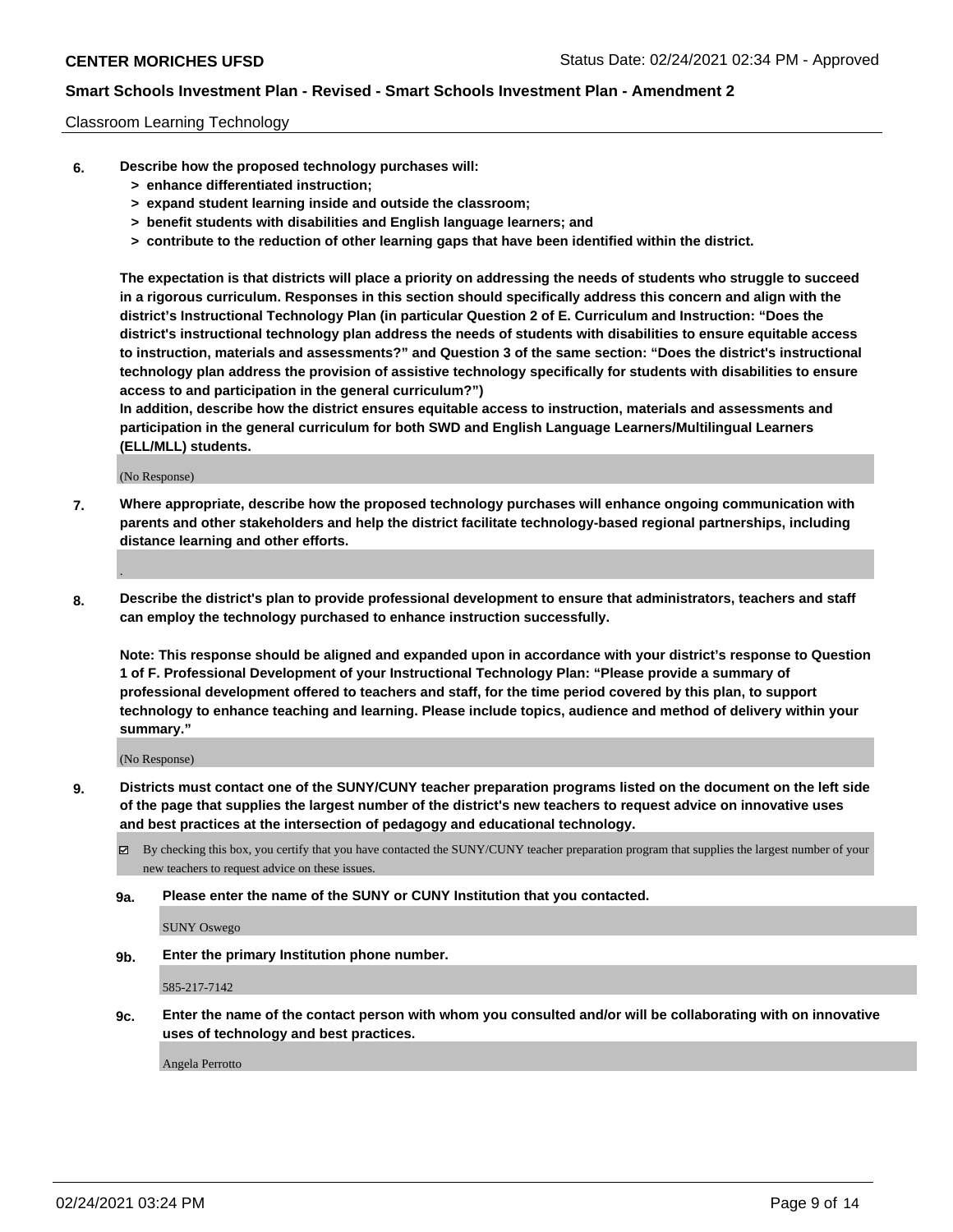Classroom Learning Technology

**6. Describe how the proposed technology purchases will:**
- **> enhance differentiated instruction;**
- **> expand student learning inside and outside the classroom;**
- **> benefit students with disabilities and English language learners; and**
- **> contribute to the reduction of other learning gaps that have been identified within the district.**

**The expectation is that districts will place a priority on addressing the needs of students who struggle to succeed in a rigorous curriculum. Responses in this section should specifically address this concern and align with the district's Instructional Technology Plan (in particular Question 2 of E. Curriculum and Instruction: "Does the district's instructional technology plan address the needs of students with disabilities to ensure equitable access to instruction, materials and assessments?" and Question 3 of the same section: "Does the district's instructional technology plan address the provision of assistive technology specifically for students with disabilities to ensure access to and participation in the general curriculum?")**

**In addition, describe how the district ensures equitable access to instruction, materials and assessments and participation in the general curriculum for both SWD and English Language Learners/Multilingual Learners (ELL/MLL) students.**

(No Response)

**7. Where appropriate, describe how the proposed technology purchases will enhance ongoing communication with parents and other stakeholders and help the district facilitate technology-based regional partnerships, including distance learning and other efforts.**

.

**8. Describe the district's plan to provide professional development to ensure that administrators, teachers and staff can employ the technology purchased to enhance instruction successfully.**

**Note: This response should be aligned and expanded upon in accordance with your district's response to Question 1 of F. Professional Development of your Instructional Technology Plan: "Please provide a summary of professional development offered to teachers and staff, for the time period covered by this plan, to support technology to enhance teaching and learning. Please include topics, audience and method of delivery within your summary."**

(No Response)

**9. Districts must contact one of the SUNY/CUNY teacher preparation programs listed on the document on the left side of the page that supplies the largest number of the district's new teachers to request advice on innovative uses and best practices at the intersection of pedagogy and educational technology.**

☑ By checking this box, you certify that you have contacted the SUNY/CUNY teacher preparation program that supplies the largest number of your new teachers to request advice on these issues.

**9a. Please enter the name of the SUNY or CUNY Institution that you contacted.**

SUNY Oswego

**9b. Enter the primary Institution phone number.**

585-217-7142

**9c. Enter the name of the contact person with whom you consulted and/or will be collaborating with on innovative uses of technology and best practices.**

Angela Perrotto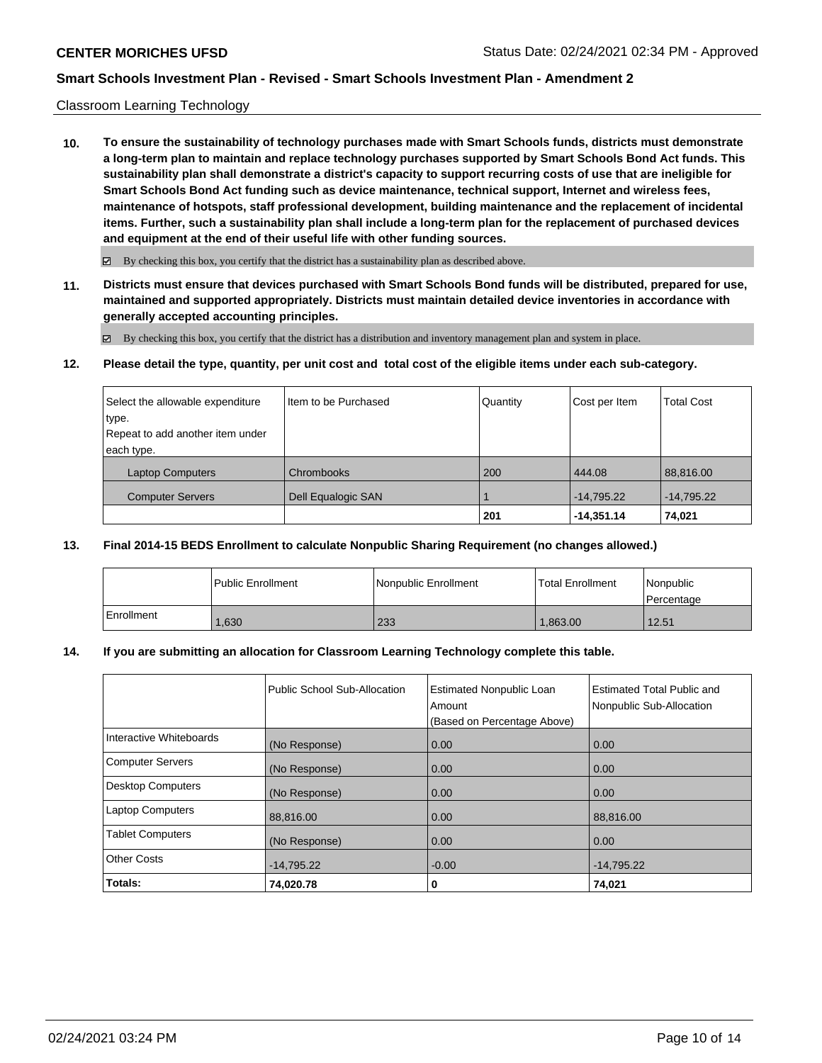Classroom Learning Technology

**10. To ensure the sustainability of technology purchases made with Smart Schools funds, districts must demonstrate a long-term plan to maintain and replace technology purchases supported by Smart Schools Bond Act funds. This sustainability plan shall demonstrate a district's capacity to support recurring costs of use that are ineligible for Smart Schools Bond Act funding such as device maintenance, technical support, Internet and wireless fees, maintenance of hotspots, staff professional development, building maintenance and the replacement of incidental items. Further, such a sustainability plan shall include a long-term plan for the replacement of purchased devices and equipment at the end of their useful life with other funding sources.**

☑ By checking this box, you certify that the district has a sustainability plan as described above.

**11. Districts must ensure that devices purchased with Smart Schools Bond funds will be distributed, prepared for use, maintained and supported appropriately. Districts must maintain detailed device inventories in accordance with generally accepted accounting principles.**

☑ By checking this box, you certify that the district has a distribution and inventory management plan and system in place.

**12. Please detail the type, quantity, per unit cost and total cost of the eligible items under each sub-category.**

| Select the allowable expenditure type. Repeat to add another item under each type. | Item to be Purchased | Quantity | Cost per Item | Total Cost |
|---|---|---|---|---|
| Laptop Computers | Chrombooks | 200 | 444.08 | 88,816.00 |
| Computer Servers | Dell Equalogic SAN | 1 | -14,795.22 | -14,795.22 |
| | | **201** | **-14,351.14** | **74,021** |

**13. Final 2014-15 BEDS Enrollment to calculate Nonpublic Sharing Requirement (no changes allowed.)**

| | Public Enrollment | Nonpublic Enrollment | Total Enrollment | Nonpublic Percentage |
|---|---|---|---|---|
| Enrollment | 1,630 | 233 | 1,863.00 | 12.51 |

**14. If you are submitting an allocation for Classroom Learning Technology complete this table.**

| | Public School Sub-Allocation | Estimated Nonpublic Loan Amount (Based on Percentage Above) | Estimated Total Public and Nonpublic Sub-Allocation |
|---|---|---|---|
| Interactive Whiteboards | (No Response) | 0.00 | 0.00 |
| Computer Servers | (No Response) | 0.00 | 0.00 |
| Desktop Computers | (No Response) | 0.00 | 0.00 |
| Laptop Computers | 88,816.00 | 0.00 | 88,816.00 |
| Tablet Computers | (No Response) | 0.00 | 0.00 |
| Other Costs | -14,795.22 | -0.00 | -14,795.22 |
| **Totals:** | **74,020.78** | **0** | **74,021** |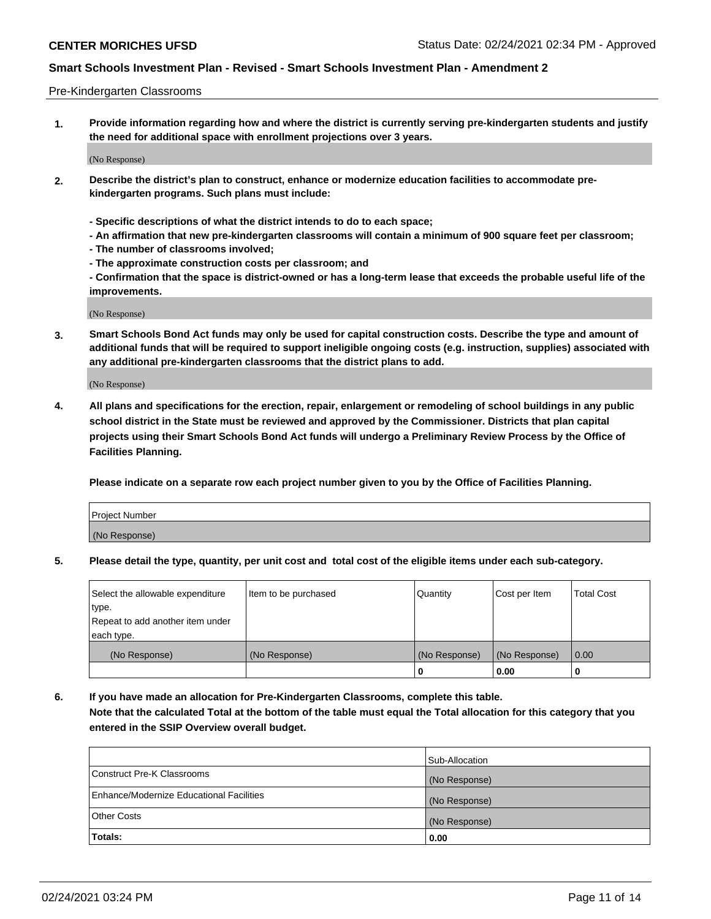Pre-Kindergarten Classrooms

1. **Provide information regarding how and where the district is currently serving pre-kindergarten students and justify the need for additional space with enrollment projections over 3 years.**

(No Response)

2. **Describe the district's plan to construct, enhance or modernize education facilities to accommodate pre-kindergarten programs. Such plans must include:**

   **- Specific descriptions of what the district intends to do to each space;**
   **- An affirmation that new pre-kindergarten classrooms will contain a minimum of 900 square feet per classroom;**
   **- The number of classrooms involved;**
   **- The approximate construction costs per classroom; and**
   **- Confirmation that the space is district-owned or has a long-term lease that exceeds the probable useful life of the improvements.**

(No Response)

3. **Smart Schools Bond Act funds may only be used for capital construction costs. Describe the type and amount of additional funds that will be required to support ineligible ongoing costs (e.g. instruction, supplies) associated with any additional pre-kindergarten classrooms that the district plans to add.**

(No Response)

4. **All plans and specifications for the erection, repair, enlargement or remodeling of school buildings in any public school district in the State must be reviewed and approved by the Commissioner. Districts that plan capital projects using their Smart Schools Bond Act funds will undergo a Preliminary Review Process by the Office of Facilities Planning.**

   **Please indicate on a separate row each project number given to you by the Office of Facilities Planning.**

| Project Number |
| --- |
| (No Response) |

5. **Please detail the type, quantity, per unit cost and total cost of the eligible items under each sub-category.**

| Select the allowable expenditure type. Repeat to add another item under each type. | Item to be purchased | Quantity | Cost per Item | Total Cost |
| --- | --- | --- | --- | --- |
| (No Response) | (No Response) | (No Response) | (No Response) | 0.00 |
| | | 0 | 0.00 | 0 |

6. **If you have made an allocation for Pre-Kindergarten Classrooms, complete this table.**
   **Note that the calculated Total at the bottom of the table must equal the Total allocation for this category that you entered in the SSIP Overview overall budget.**

| | Sub-Allocation |
| --- | --- |
| Construct Pre-K Classrooms | (No Response) |
| Enhance/Modernize Educational Facilities | (No Response) |
| Other Costs | (No Response) |
| **Totals:** | **0.00** |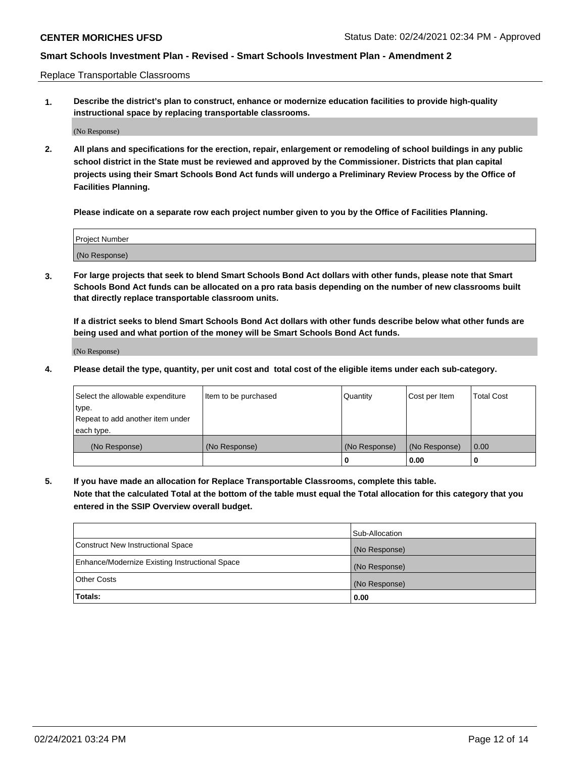Replace Transportable Classrooms

1. **Describe the district's plan to construct, enhance or modernize education facilities to provide high-quality instructional space by replacing transportable classrooms.**

(No Response)

2. **All plans and specifications for the erection, repair, enlargement or remodeling of school buildings in any public school district in the State must be reviewed and approved by the Commissioner. Districts that plan capital projects using their Smart Schools Bond Act funds will undergo a Preliminary Review Process by the Office of Facilities Planning.**

**Please indicate on a separate row each project number given to you by the Office of Facilities Planning.**

| Project Number |
|---|
| (No Response) |

3. **For large projects that seek to blend Smart Schools Bond Act dollars with other funds, please note that Smart Schools Bond Act funds can be allocated on a pro rata basis depending on the number of new classrooms built that directly replace transportable classroom units.**

**If a district seeks to blend Smart Schools Bond Act dollars with other funds describe below what other funds are being used and what portion of the money will be Smart Schools Bond Act funds.**

(No Response)

4. **Please detail the type, quantity, per unit cost and total cost of the eligible items under each sub-category.**

| Select the allowable expenditure type. Repeat to add another item under each type. | Item to be purchased | Quantity | Cost per Item | Total Cost |
|---|---|---|---|---|
| (No Response) | (No Response) | (No Response) | (No Response) | 0.00 |
| | | **0** | **0.00** | **0** |

5. **If you have made an allocation for Replace Transportable Classrooms, complete this table. Note that the calculated Total at the bottom of the table must equal the Total allocation for this category that you entered in the SSIP Overview overall budget.**

| | Sub-Allocation |
|---|---|
| Construct New Instructional Space | (No Response) |
| Enhance/Modernize Existing Instructional Space | (No Response) |
| Other Costs | (No Response) |
| **Totals:** | **0.00** |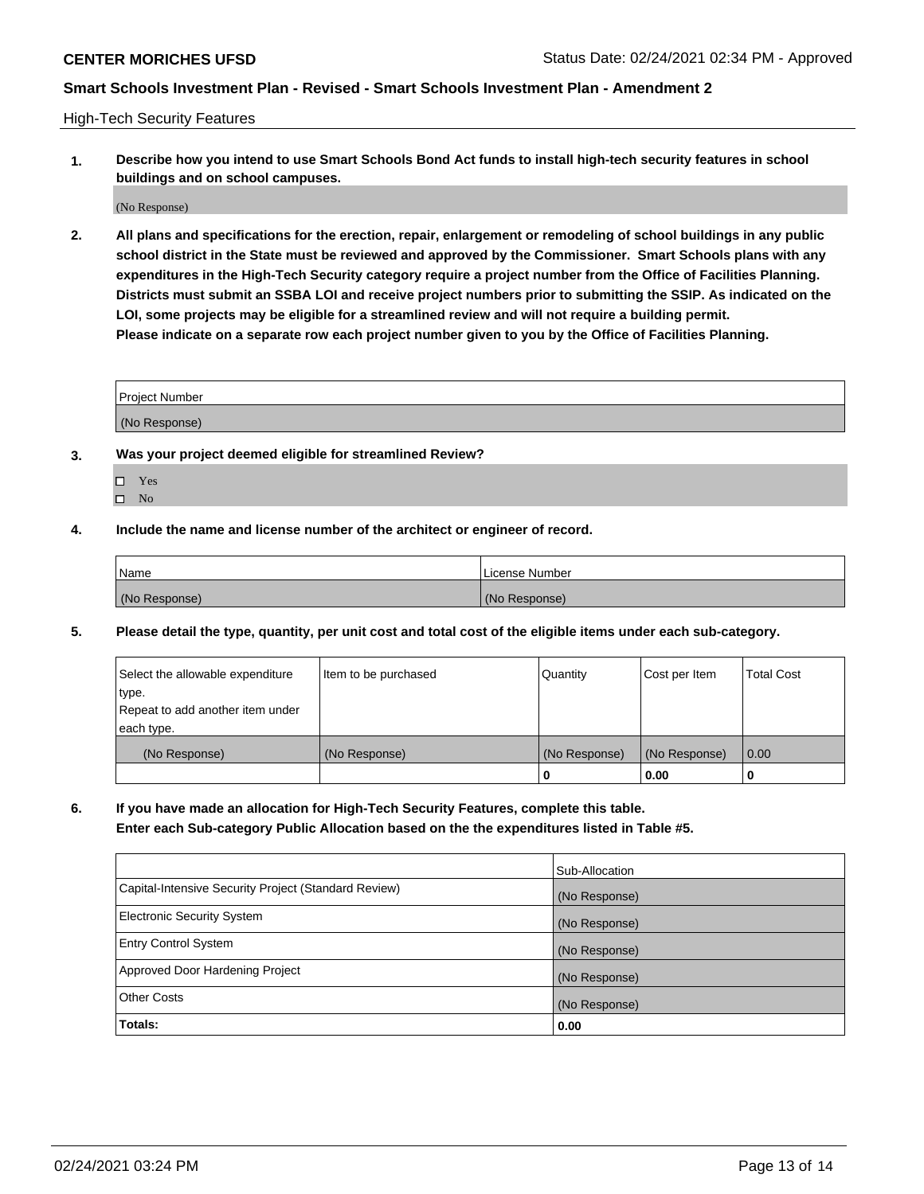High-Tech Security Features

**1. Describe how you intend to use Smart Schools Bond Act funds to install high-tech security features in school buildings and on school campuses.**

(No Response)

**2. All plans and specifications for the erection, repair, enlargement or remodeling of school buildings in any public school district in the State must be reviewed and approved by the Commissioner. Smart Schools plans with any expenditures in the High-Tech Security category require a project number from the Office of Facilities Planning. Districts must submit an SSBA LOI and receive project numbers prior to submitting the SSIP. As indicated on the LOI, some projects may be eligible for a streamlined review and will not require a building permit. Please indicate on a separate row each project number given to you by the Office of Facilities Planning.**

| Project Number |
| --- |
| (No Response) |

**3. Was your project deemed eligible for streamlined Review?**

- ☐ Yes
- ☐ No

**4. Include the name and license number of the architect or engineer of record.**

| Name | License Number |
| --- | --- |
| (No Response) | (No Response) |

**5. Please detail the type, quantity, per unit cost and total cost of the eligible items under each sub-category.**

| Select the allowable expenditure type. Repeat to add another item under each type. | Item to be purchased | Quantity | Cost per Item | Total Cost |
| --- | --- | --- | --- | --- |
| (No Response) | (No Response) | (No Response) | (No Response) | 0.00 |
| | | 0 | 0.00 | 0 |

**6. If you have made an allocation for High-Tech Security Features, complete this table. Enter each Sub-category Public Allocation based on the the expenditures listed in Table #5.**

| | Sub-Allocation |
| --- | --- |
| Capital-Intensive Security Project (Standard Review) | (No Response) |
| Electronic Security System | (No Response) |
| Entry Control System | (No Response) |
| Approved Door Hardening Project | (No Response) |
| Other Costs | (No Response) |
| **Totals:** | **0.00** |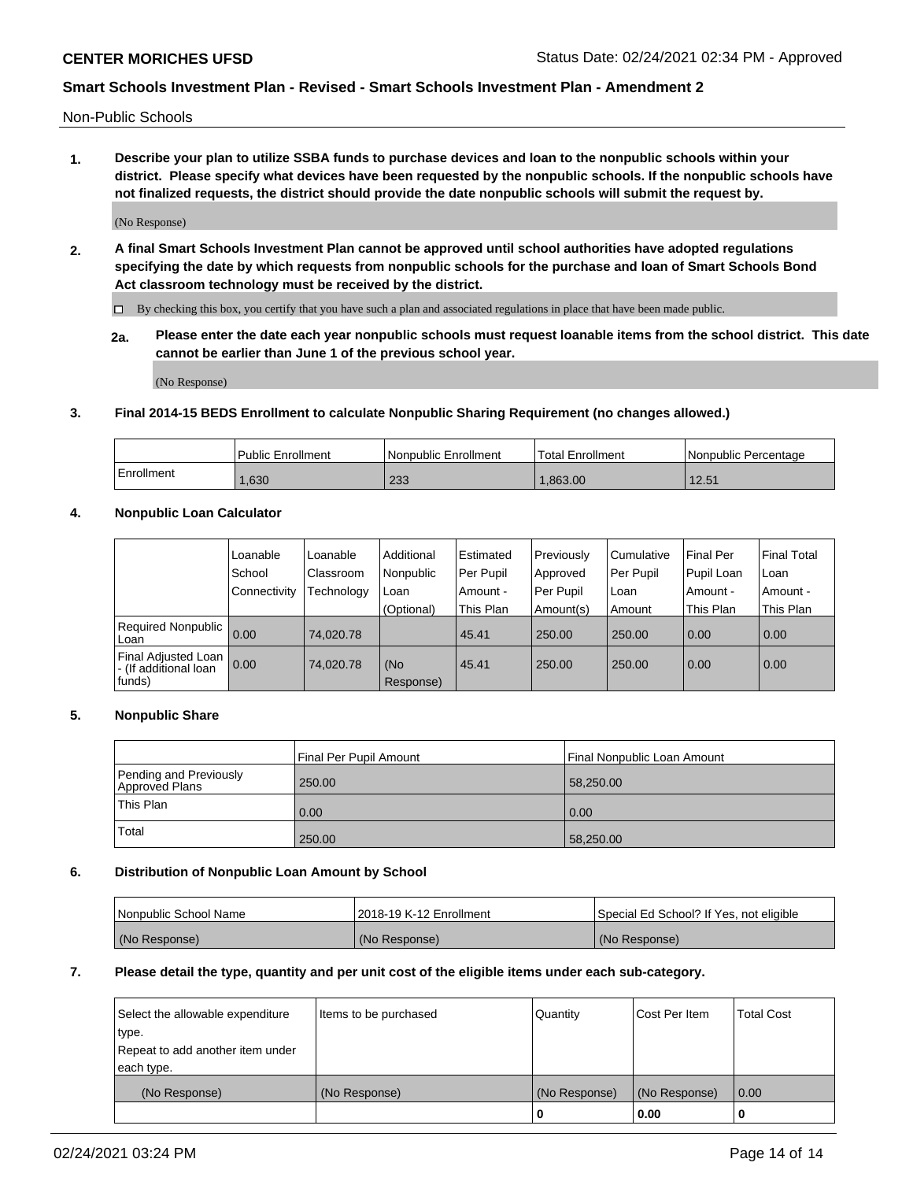**CENTER MORICHES UFSD** Status Date: 02/24/2021 02:34 PM - Approved

**Smart Schools Investment Plan - Revised - Smart Schools Investment Plan - Amendment 2**

Non-Public Schools

**1. Describe your plan to utilize SSBA funds to purchase devices and loan to the nonpublic schools within your district. Please specify what devices have been requested by the nonpublic schools. If the nonpublic schools have not finalized requests, the district should provide the date nonpublic schools will submit the request by.**

(No Response)

**2. A final Smart Schools Investment Plan cannot be approved until school authorities have adopted regulations specifying the date by which requests from nonpublic schools for the purchase and loan of Smart Schools Bond Act classroom technology must be received by the district.**

☐ By checking this box, you certify that you have such a plan and associated regulations in place that have been made public.

**2a. Please enter the date each year nonpublic schools must request loanable items from the school district. This date cannot be earlier than June 1 of the previous school year.**

(No Response)

**3. Final 2014-15 BEDS Enrollment to calculate Nonpublic Sharing Requirement (no changes allowed.)**

| | Public Enrollment | Nonpublic Enrollment | Total Enrollment | Nonpublic Percentage |
|---|---|---|---|---|
| Enrollment | 1,630 | 233 | 1,863.00 | 12.51 |

**4. Nonpublic Loan Calculator**

| | Loanable School Connectivity | Loanable Classroom Technology | Additional Nonpublic Loan (Optional) | Estimated Per Pupil Amount - This Plan | Previously Approved Per Pupil Amount(s) | Cumulative Per Pupil Loan Amount | Final Per Pupil Loan Amount - This Plan | Final Total Loan Amount - This Plan |
|---|---|---|---|---|---|---|---|---|
| Required Nonpublic Loan | 0.00 | 74,020.78 | | 45.41 | 250.00 | 250.00 | 0.00 | 0.00 |
| Final Adjusted Loan - (If additional loan funds) | 0.00 | 74,020.78 | (No Response) | 45.41 | 250.00 | 250.00 | 0.00 | 0.00 |

**5. Nonpublic Share**

| | Final Per Pupil Amount | Final Nonpublic Loan Amount |
|---|---|---|
| Pending and Previously Approved Plans | 250.00 | 58,250.00 |
| This Plan | 0.00 | 0.00 |
| Total | 250.00 | 58,250.00 |

**6. Distribution of Nonpublic Loan Amount by School**

| Nonpublic School Name | 2018-19 K-12 Enrollment | Special Ed School? If Yes, not eligible |
|---|---|---|
| (No Response) | (No Response) | (No Response) |

**7. Please detail the type, quantity and per unit cost of the eligible items under each sub-category.**

| Select the allowable expenditure type. Repeat to add another item under each type. | Items to be purchased | Quantity | Cost Per Item | Total Cost |
|---|---|---|---|---|
| (No Response) | (No Response) | (No Response) | (No Response) | 0.00 |
| | | 0 | 0.00 | 0 |